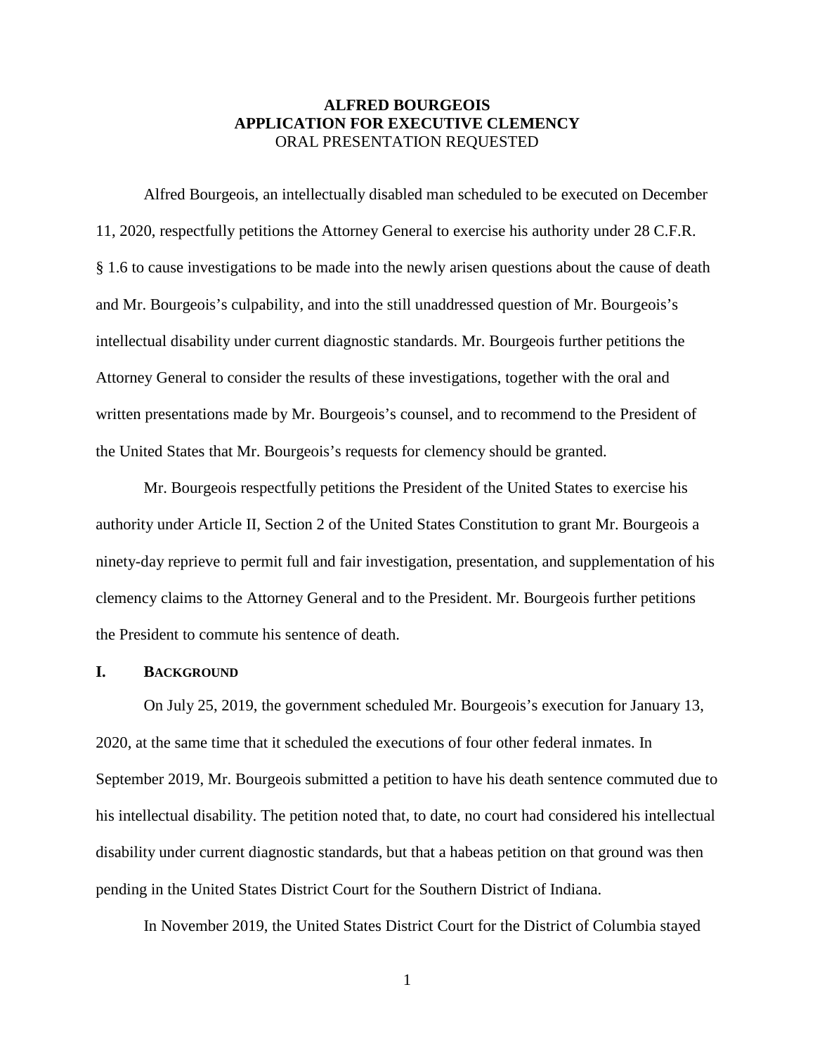**ALFRED BOURGEOIS**
**APPLICATION FOR EXECUTIVE CLEMENCY**
ORAL PRESENTATION REQUESTED

Alfred Bourgeois, an intellectually disabled man scheduled to be executed on December 11, 2020, respectfully petitions the Attorney General to exercise his authority under 28 C.F.R. § 1.6 to cause investigations to be made into the newly arisen questions about the cause of death and Mr. Bourgeois's culpability, and into the still unaddressed question of Mr. Bourgeois's intellectual disability under current diagnostic standards. Mr. Bourgeois further petitions the Attorney General to consider the results of these investigations, together with the oral and written presentations made by Mr. Bourgeois's counsel, and to recommend to the President of the United States that Mr. Bourgeois's requests for clemency should be granted.

Mr. Bourgeois respectfully petitions the President of the United States to exercise his authority under Article II, Section 2 of the United States Constitution to grant Mr. Bourgeois a ninety-day reprieve to permit full and fair investigation, presentation, and supplementation of his clemency claims to the Attorney General and to the President. Mr. Bourgeois further petitions the President to commute his sentence of death.

## I. Background

On July 25, 2019, the government scheduled Mr. Bourgeois's execution for January 13, 2020, at the same time that it scheduled the executions of four other federal inmates. In September 2019, Mr. Bourgeois submitted a petition to have his death sentence commuted due to his intellectual disability. The petition noted that, to date, no court had considered his intellectual disability under current diagnostic standards, but that a habeas petition on that ground was then pending in the United States District Court for the Southern District of Indiana.

In November 2019, the United States District Court for the District of Columbia stayed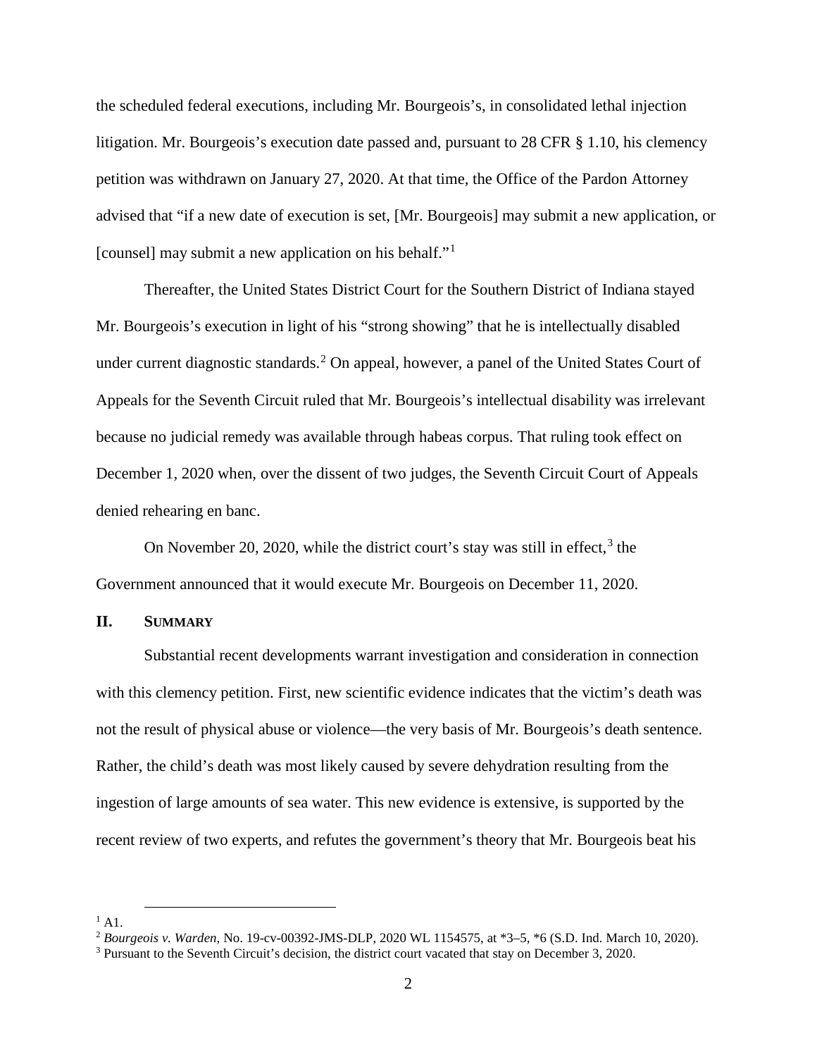the scheduled federal executions, including Mr. Bourgeois's, in consolidated lethal injection litigation. Mr. Bourgeois's execution date passed and, pursuant to 28 CFR § 1.10, his clemency petition was withdrawn on January 27, 2020. At that time, the Office of the Pardon Attorney advised that "if a new date of execution is set, [Mr. Bourgeois] may submit a new application, or [counsel] may submit a new application on his behalf."[1]

Thereafter, the United States District Court for the Southern District of Indiana stayed Mr. Bourgeois's execution in light of his "strong showing" that he is intellectually disabled under current diagnostic standards.[2] On appeal, however, a panel of the United States Court of Appeals for the Seventh Circuit ruled that Mr. Bourgeois's intellectual disability was irrelevant because no judicial remedy was available through habeas corpus. That ruling took effect on December 1, 2020 when, over the dissent of two judges, the Seventh Circuit Court of Appeals denied rehearing en banc.

On November 20, 2020, while the district court's stay was still in effect,[3] the Government announced that it would execute Mr. Bourgeois on December 11, 2020.

## II. SUMMARY

Substantial recent developments warrant investigation and consideration in connection with this clemency petition. First, new scientific evidence indicates that the victim's death was not the result of physical abuse or violence—the very basis of Mr. Bourgeois's death sentence. Rather, the child's death was most likely caused by severe dehydration resulting from the ingestion of large amounts of sea water. This new evidence is extensive, is supported by the recent review of two experts, and refutes the government's theory that Mr. Bourgeois beat his

---

[1] A1.

[2] *Bourgeois v. Warden*, No. 19-cv-00392-JMS-DLP, 2020 WL 1154575, at *3–5, *6 (S.D. Ind. March 10, 2020).

[3] Pursuant to the Seventh Circuit's decision, the district court vacated that stay on December 3, 2020.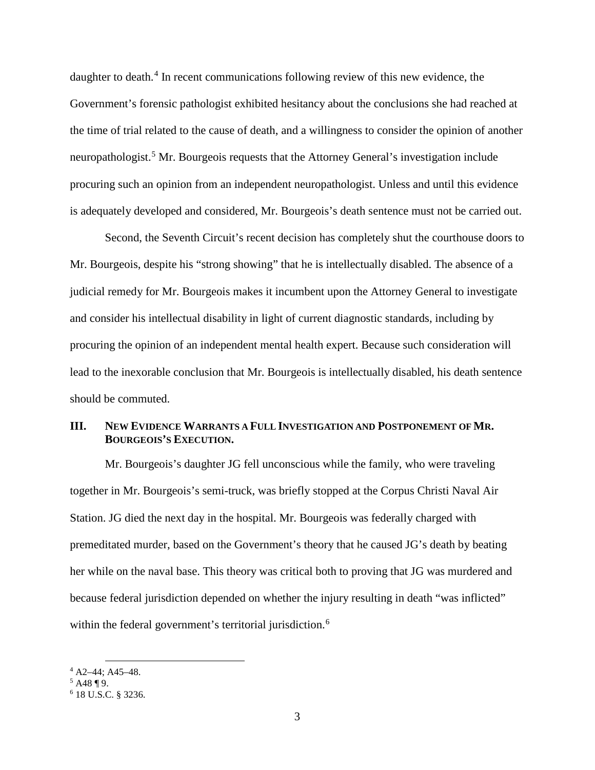daughter to death.[4] In recent communications following review of this new evidence, the Government's forensic pathologist exhibited hesitancy about the conclusions she had reached at the time of trial related to the cause of death, and a willingness to consider the opinion of another neuropathologist.[5] Mr. Bourgeois requests that the Attorney General's investigation include procuring such an opinion from an independent neuropathologist. Unless and until this evidence is adequately developed and considered, Mr. Bourgeois's death sentence must not be carried out.

Second, the Seventh Circuit's recent decision has completely shut the courthouse doors to Mr. Bourgeois, despite his "strong showing" that he is intellectually disabled. The absence of a judicial remedy for Mr. Bourgeois makes it incumbent upon the Attorney General to investigate and consider his intellectual disability in light of current diagnostic standards, including by procuring the opinion of an independent mental health expert. Because such consideration will lead to the inexorable conclusion that Mr. Bourgeois is intellectually disabled, his death sentence should be commuted.

## III. NEW EVIDENCE WARRANTS A FULL INVESTIGATION AND POSTPONEMENT OF MR. BOURGEOIS'S EXECUTION.

Mr. Bourgeois's daughter JG fell unconscious while the family, who were traveling together in Mr. Bourgeois's semi-truck, was briefly stopped at the Corpus Christi Naval Air Station. JG died the next day in the hospital. Mr. Bourgeois was federally charged with premeditated murder, based on the Government's theory that he caused JG's death by beating her while on the naval base. This theory was critical both to proving that JG was murdered and because federal jurisdiction depended on whether the injury resulting in death "was inflicted" within the federal government's territorial jurisdiction.[6]

---

[4] A2–44; A45–48.

[5] A48 ¶ 9.

[6] 18 U.S.C. § 3236.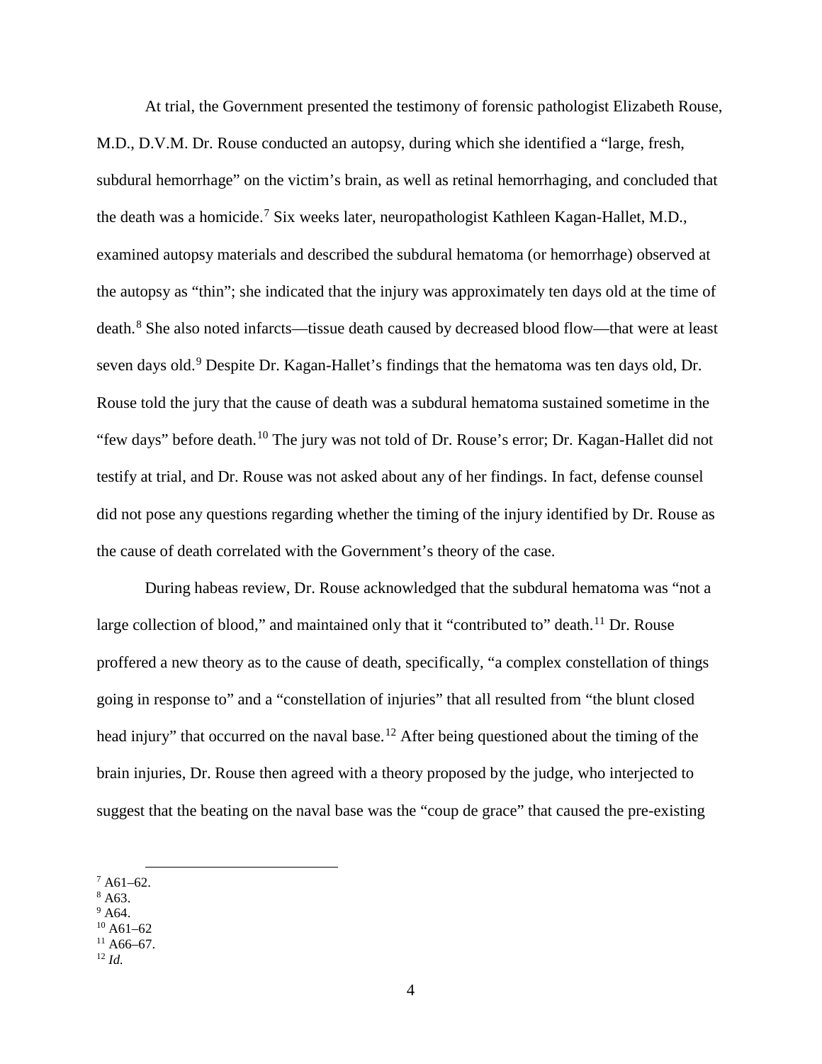At trial, the Government presented the testimony of forensic pathologist Elizabeth Rouse, M.D., D.V.M. Dr. Rouse conducted an autopsy, during which she identified a "large, fresh, subdural hemorrhage" on the victim's brain, as well as retinal hemorrhaging, and concluded that the death was a homicide.[7] Six weeks later, neuropathologist Kathleen Kagan-Hallet, M.D., examined autopsy materials and described the subdural hematoma (or hemorrhage) observed at the autopsy as "thin"; she indicated that the injury was approximately ten days old at the time of death.[8] She also noted infarcts—tissue death caused by decreased blood flow—that were at least seven days old.[9] Despite Dr. Kagan-Hallet's findings that the hematoma was ten days old, Dr. Rouse told the jury that the cause of death was a subdural hematoma sustained sometime in the "few days" before death.[10] The jury was not told of Dr. Rouse's error; Dr. Kagan-Hallet did not testify at trial, and Dr. Rouse was not asked about any of her findings. In fact, defense counsel did not pose any questions regarding whether the timing of the injury identified by Dr. Rouse as the cause of death correlated with the Government's theory of the case.

During habeas review, Dr. Rouse acknowledged that the subdural hematoma was "not a large collection of blood," and maintained only that it "contributed to" death.[11] Dr. Rouse proffered a new theory as to the cause of death, specifically, "a complex constellation of things going in response to" and a "constellation of injuries" that all resulted from "the blunt closed head injury" that occurred on the naval base.[12] After being questioned about the timing of the brain injuries, Dr. Rouse then agreed with a theory proposed by the judge, who interjected to suggest that the beating on the naval base was the "coup de grace" that caused the pre-existing

---

[7] A61–62.
[8] A63.
[9] A64.
[10] A61–62
[11] A66–67.
[12] *Id.*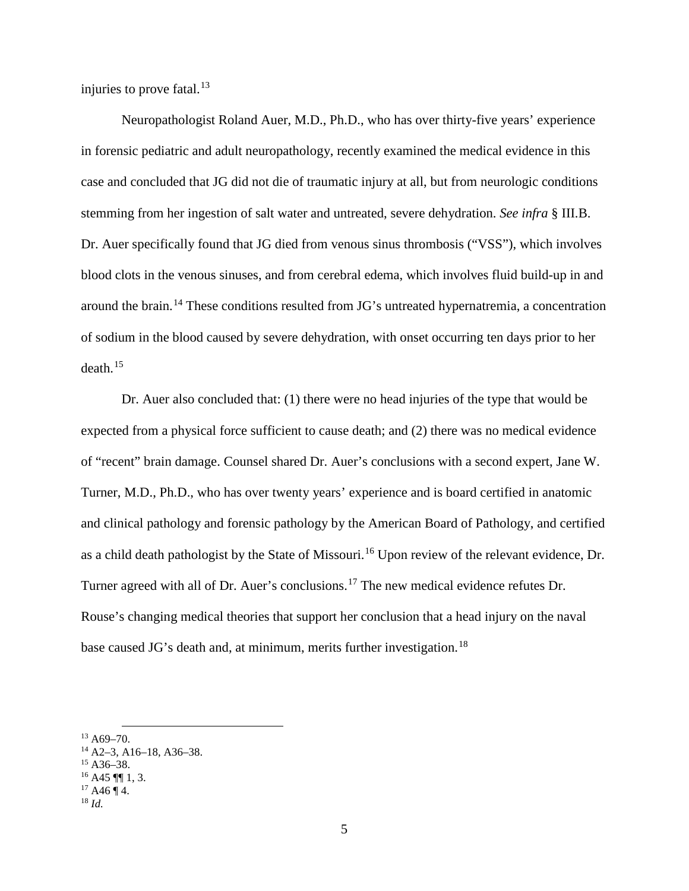injuries to prove fatal.[13]

Neuropathologist Roland Auer, M.D., Ph.D., who has over thirty-five years' experience in forensic pediatric and adult neuropathology, recently examined the medical evidence in this case and concluded that JG did not die of traumatic injury at all, but from neurologic conditions stemming from her ingestion of salt water and untreated, severe dehydration. *See infra* § III.B. Dr. Auer specifically found that JG died from venous sinus thrombosis ("VSS"), which involves blood clots in the venous sinuses, and from cerebral edema, which involves fluid build-up in and around the brain.[14] These conditions resulted from JG's untreated hypernatremia, a concentration of sodium in the blood caused by severe dehydration, with onset occurring ten days prior to her death.[15]

Dr. Auer also concluded that: (1) there were no head injuries of the type that would be expected from a physical force sufficient to cause death; and (2) there was no medical evidence of "recent" brain damage. Counsel shared Dr. Auer's conclusions with a second expert, Jane W. Turner, M.D., Ph.D., who has over twenty years' experience and is board certified in anatomic and clinical pathology and forensic pathology by the American Board of Pathology, and certified as a child death pathologist by the State of Missouri.[16] Upon review of the relevant evidence, Dr. Turner agreed with all of Dr. Auer's conclusions.[17] The new medical evidence refutes Dr. Rouse's changing medical theories that support her conclusion that a head injury on the naval base caused JG's death and, at minimum, merits further investigation.[18]

---

[13] A69–70.
[14] A2–3, A16–18, A36–38.
[15] A36–38.
[16] A45 ¶¶ 1, 3.
[17] A46 ¶ 4.
[18] *Id.*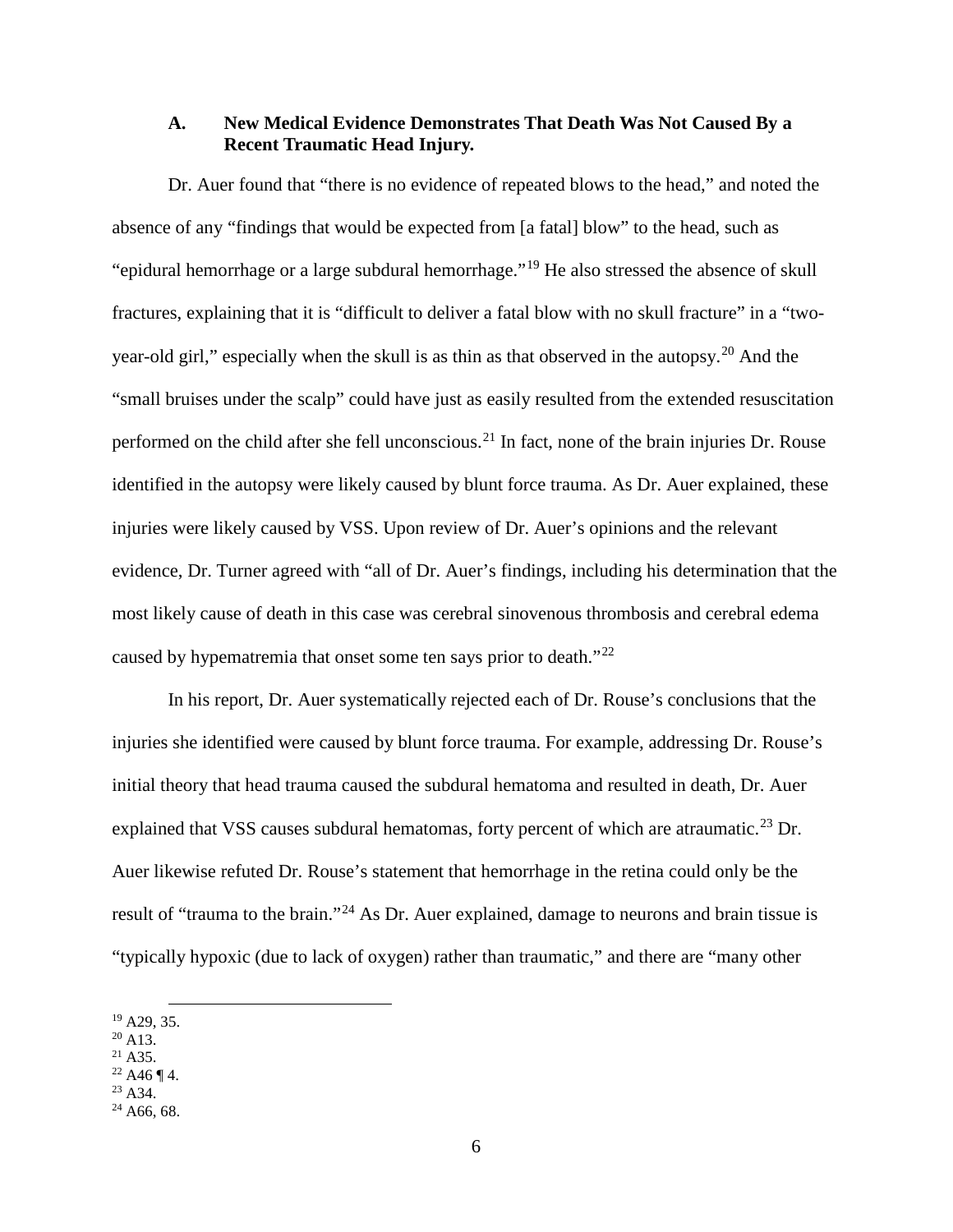### A. New Medical Evidence Demonstrates That Death Was Not Caused By a Recent Traumatic Head Injury.

Dr. Auer found that "there is no evidence of repeated blows to the head," and noted the absence of any "findings that would be expected from [a fatal] blow" to the head, such as "epidural hemorrhage or a large subdural hemorrhage."[19] He also stressed the absence of skull fractures, explaining that it is "difficult to deliver a fatal blow with no skull fracture" in a "two-year-old girl," especially when the skull is as thin as that observed in the autopsy.[20] And the "small bruises under the scalp" could have just as easily resulted from the extended resuscitation performed on the child after she fell unconscious.[21] In fact, none of the brain injuries Dr. Rouse identified in the autopsy were likely caused by blunt force trauma. As Dr. Auer explained, these injuries were likely caused by VSS. Upon review of Dr. Auer's opinions and the relevant evidence, Dr. Turner agreed with "all of Dr. Auer's findings, including his determination that the most likely cause of death in this case was cerebral sinovenous thrombosis and cerebral edema caused by hypematremia that onset some ten says prior to death."[22]

In his report, Dr. Auer systematically rejected each of Dr. Rouse's conclusions that the injuries she identified were caused by blunt force trauma. For example, addressing Dr. Rouse's initial theory that head trauma caused the subdural hematoma and resulted in death, Dr. Auer explained that VSS causes subdural hematomas, forty percent of which are atraumatic.[23] Dr. Auer likewise refuted Dr. Rouse's statement that hemorrhage in the retina could only be the result of "trauma to the brain."[24] As Dr. Auer explained, damage to neurons and brain tissue is "typically hypoxic (due to lack of oxygen) rather than traumatic," and there are "many other

---

[19] A29, 35.

[20] A13.

[21] A35.

[22] A46 ¶ 4.

[23] A34.

[24] A66, 68.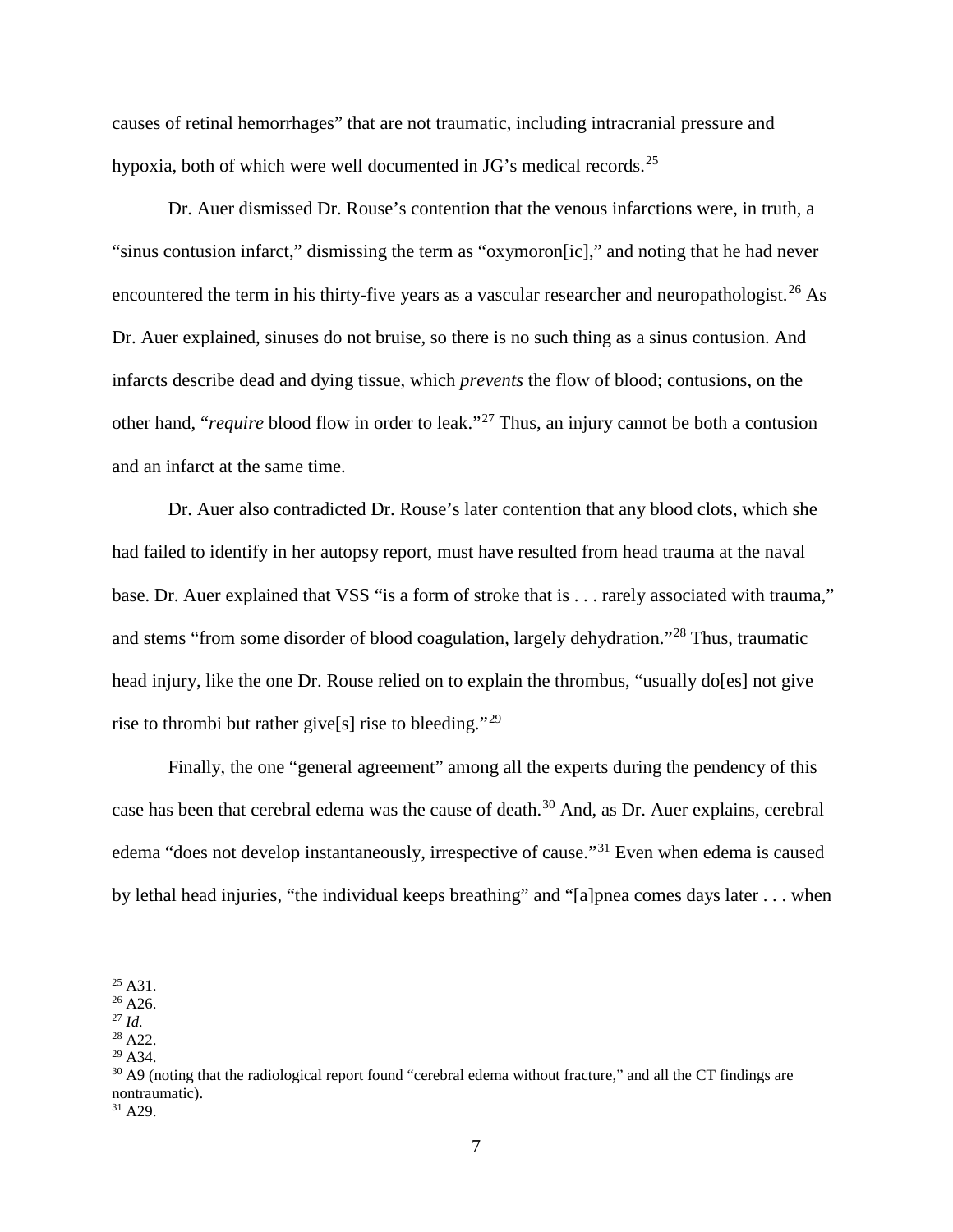causes of retinal hemorrhages" that are not traumatic, including intracranial pressure and hypoxia, both of which were well documented in JG's medical records.[25]

Dr. Auer dismissed Dr. Rouse's contention that the venous infarctions were, in truth, a "sinus contusion infarct," dismissing the term as "oxymoron[ic]," and noting that he had never encountered the term in his thirty-five years as a vascular researcher and neuropathologist.[26] As Dr. Auer explained, sinuses do not bruise, so there is no such thing as a sinus contusion. And infarcts describe dead and dying tissue, which *prevents* the flow of blood; contusions, on the other hand, "*require* blood flow in order to leak."[27] Thus, an injury cannot be both a contusion and an infarct at the same time.

Dr. Auer also contradicted Dr. Rouse's later contention that any blood clots, which she had failed to identify in her autopsy report, must have resulted from head trauma at the naval base. Dr. Auer explained that VSS "is a form of stroke that is . . . rarely associated with trauma," and stems "from some disorder of blood coagulation, largely dehydration."[28] Thus, traumatic head injury, like the one Dr. Rouse relied on to explain the thrombus, "usually do[es] not give rise to thrombi but rather give[s] rise to bleeding."[29]

Finally, the one "general agreement" among all the experts during the pendency of this case has been that cerebral edema was the cause of death.[30] And, as Dr. Auer explains, cerebral edema "does not develop instantaneously, irrespective of cause."[31] Even when edema is caused by lethal head injuries, "the individual keeps breathing" and "[a]pnea comes days later . . . when

---

[25] A31.
[26] A26.
[27] *Id.*
[28] A22.
[29] A34.
[30] A9 (noting that the radiological report found "cerebral edema without fracture," and all the CT findings are nontraumatic).
[31] A29.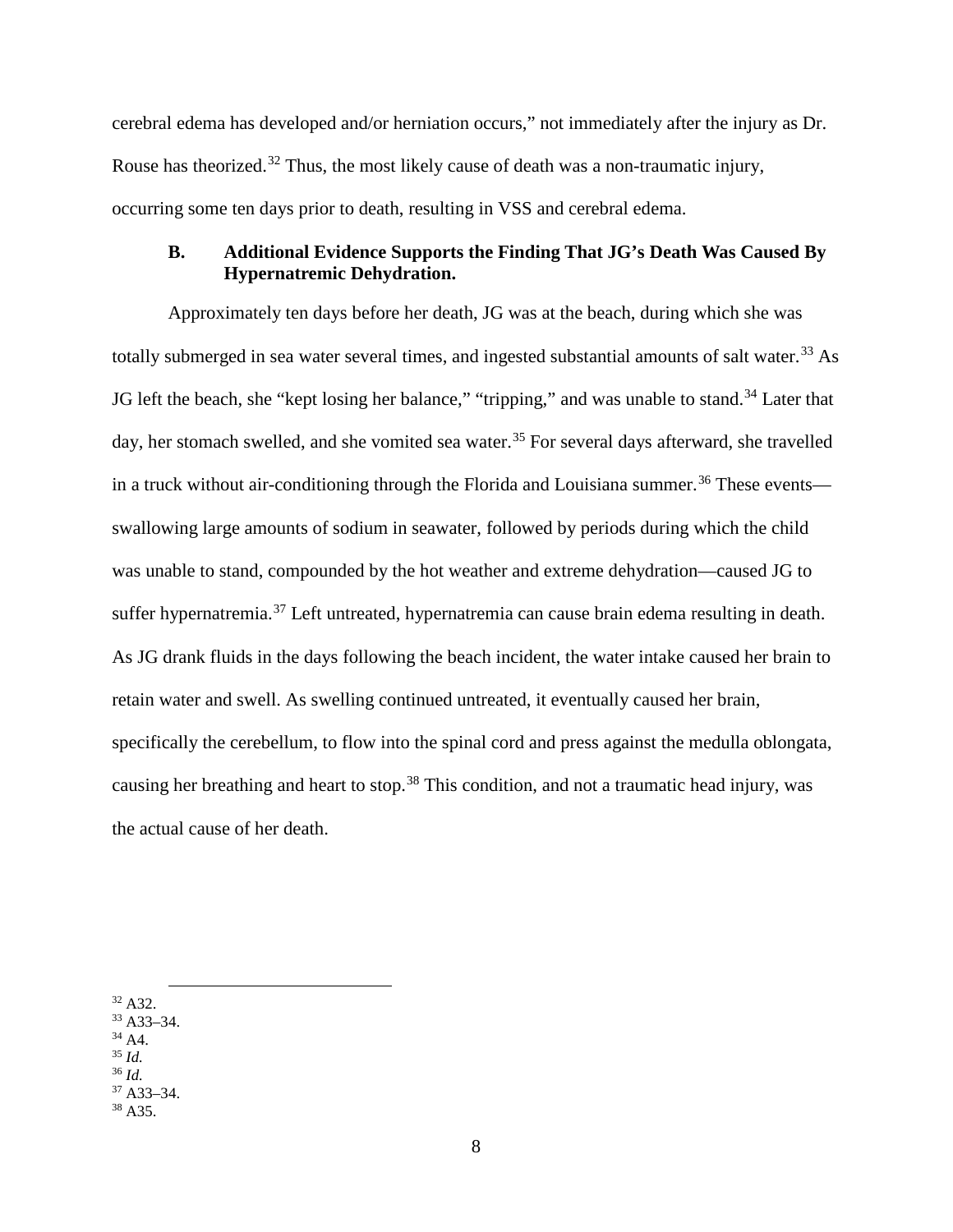cerebral edema has developed and/or herniation occurs," not immediately after the injury as Dr. Rouse has theorized.[32] Thus, the most likely cause of death was a non-traumatic injury, occurring some ten days prior to death, resulting in VSS and cerebral edema.

### B. Additional Evidence Supports the Finding That JG's Death Was Caused By Hypernatremic Dehydration.

Approximately ten days before her death, JG was at the beach, during which she was totally submerged in sea water several times, and ingested substantial amounts of salt water.[33] As JG left the beach, she "kept losing her balance," "tripping," and was unable to stand.[34] Later that day, her stomach swelled, and she vomited sea water.[35] For several days afterward, she travelled in a truck without air-conditioning through the Florida and Louisiana summer.[36] These events—swallowing large amounts of sodium in seawater, followed by periods during which the child was unable to stand, compounded by the hot weather and extreme dehydration—caused JG to suffer hypernatremia.[37] Left untreated, hypernatremia can cause brain edema resulting in death. As JG drank fluids in the days following the beach incident, the water intake caused her brain to retain water and swell. As swelling continued untreated, it eventually caused her brain, specifically the cerebellum, to flow into the spinal cord and press against the medulla oblongata, causing her breathing and heart to stop.[38] This condition, and not a traumatic head injury, was the actual cause of her death.

---

[32] A32.
[33] A33–34.
[34] A4.
[35] *Id.*
[36] *Id.*
[37] A33–34.
[38] A35.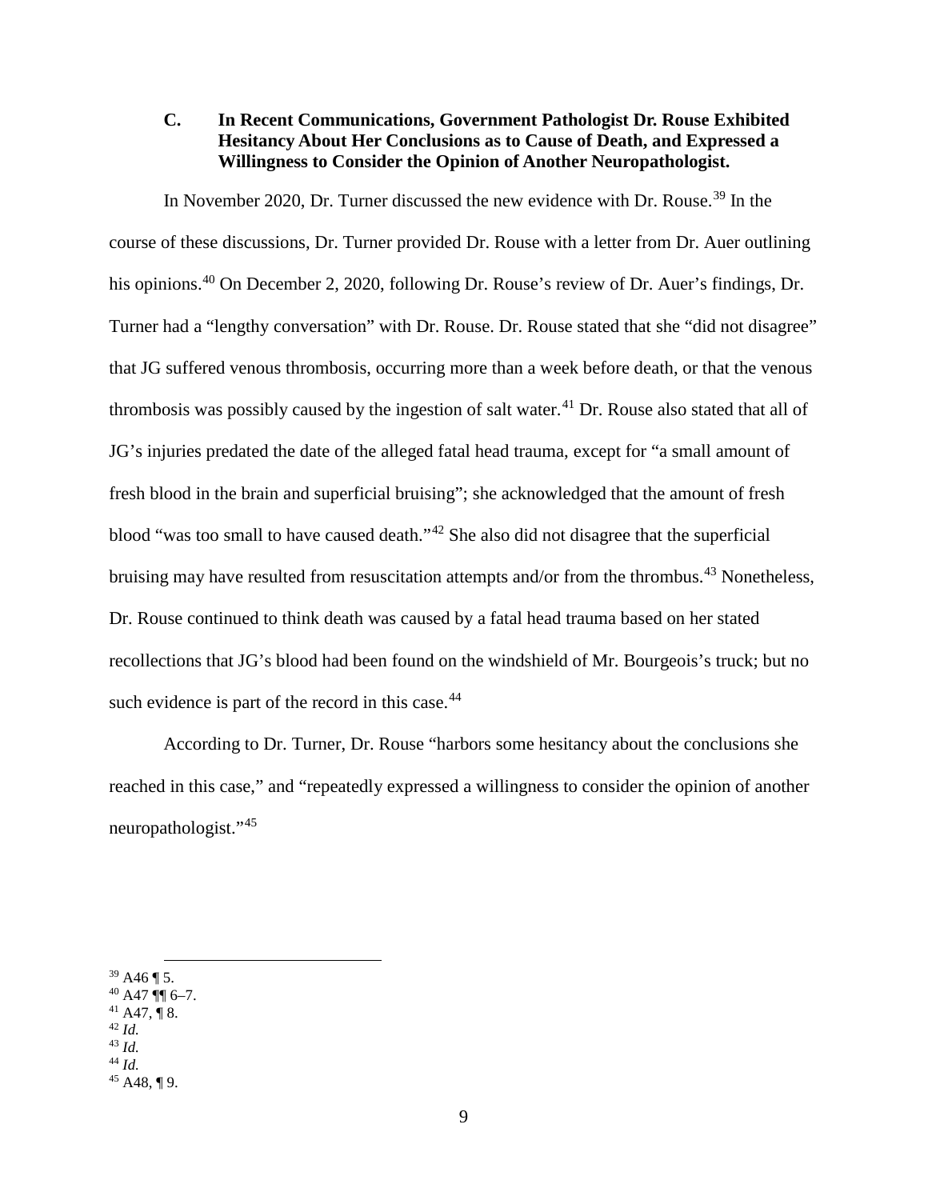### C. In Recent Communications, Government Pathologist Dr. Rouse Exhibited Hesitancy About Her Conclusions as to Cause of Death, and Expressed a Willingness to Consider the Opinion of Another Neuropathologist.

In November 2020, Dr. Turner discussed the new evidence with Dr. Rouse.[39] In the course of these discussions, Dr. Turner provided Dr. Rouse with a letter from Dr. Auer outlining his opinions.[40] On December 2, 2020, following Dr. Rouse's review of Dr. Auer's findings, Dr. Turner had a "lengthy conversation" with Dr. Rouse. Dr. Rouse stated that she "did not disagree" that JG suffered venous thrombosis, occurring more than a week before death, or that the venous thrombosis was possibly caused by the ingestion of salt water.[41] Dr. Rouse also stated that all of JG's injuries predated the date of the alleged fatal head trauma, except for "a small amount of fresh blood in the brain and superficial bruising"; she acknowledged that the amount of fresh blood "was too small to have caused death."[42] She also did not disagree that the superficial bruising may have resulted from resuscitation attempts and/or from the thrombus.[43] Nonetheless, Dr. Rouse continued to think death was caused by a fatal head trauma based on her stated recollections that JG's blood had been found on the windshield of Mr. Bourgeois's truck; but no such evidence is part of the record in this case.[44]

According to Dr. Turner, Dr. Rouse "harbors some hesitancy about the conclusions she reached in this case," and "repeatedly expressed a willingness to consider the opinion of another neuropathologist."[45]

---

[39] A46 ¶ 5.
[40] A47 ¶¶ 6–7.
[41] A47, ¶ 8.
[42] *Id.*
[43] *Id.*
[44] *Id.*
[45] A48, ¶ 9.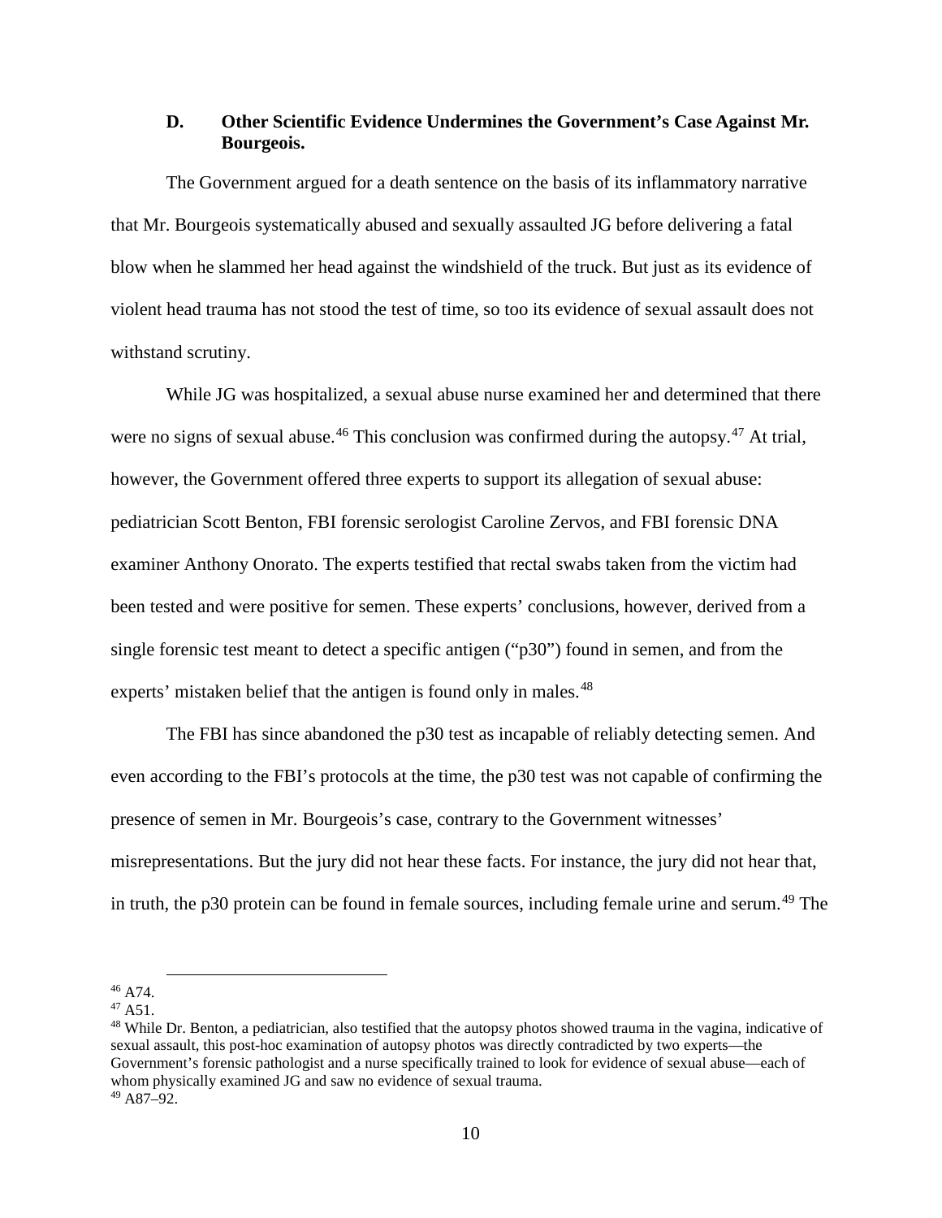### D. Other Scientific Evidence Undermines the Government's Case Against Mr. Bourgeois.

The Government argued for a death sentence on the basis of its inflammatory narrative that Mr. Bourgeois systematically abused and sexually assaulted JG before delivering a fatal blow when he slammed her head against the windshield of the truck. But just as its evidence of violent head trauma has not stood the test of time, so too its evidence of sexual assault does not withstand scrutiny.

While JG was hospitalized, a sexual abuse nurse examined her and determined that there were no signs of sexual abuse.[46] This conclusion was confirmed during the autopsy.[47] At trial, however, the Government offered three experts to support its allegation of sexual abuse: pediatrician Scott Benton, FBI forensic serologist Caroline Zervos, and FBI forensic DNA examiner Anthony Onorato. The experts testified that rectal swabs taken from the victim had been tested and were positive for semen. These experts' conclusions, however, derived from a single forensic test meant to detect a specific antigen ("p30") found in semen, and from the experts' mistaken belief that the antigen is found only in males.[48]

The FBI has since abandoned the p30 test as incapable of reliably detecting semen. And even according to the FBI's protocols at the time, the p30 test was not capable of confirming the presence of semen in Mr. Bourgeois's case, contrary to the Government witnesses' misrepresentations. But the jury did not hear these facts. For instance, the jury did not hear that, in truth, the p30 protein can be found in female sources, including female urine and serum.[49] The

---

[46] A74.

[47] A51.

[48] While Dr. Benton, a pediatrician, also testified that the autopsy photos showed trauma in the vagina, indicative of sexual assault, this post-hoc examination of autopsy photos was directly contradicted by two experts—the Government's forensic pathologist and a nurse specifically trained to look for evidence of sexual abuse—each of whom physically examined JG and saw no evidence of sexual trauma.

[49] A87–92.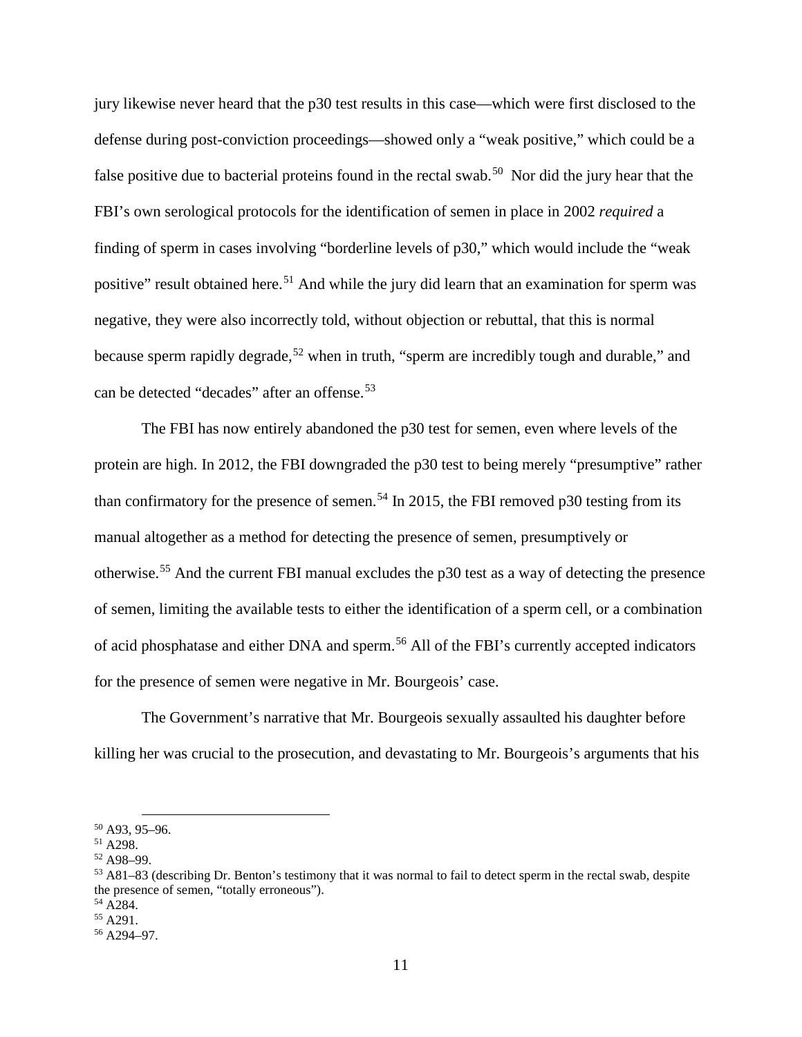jury likewise never heard that the p30 test results in this case—which were first disclosed to the defense during post-conviction proceedings—showed only a "weak positive," which could be a false positive due to bacterial proteins found in the rectal swab.[50] Nor did the jury hear that the FBI's own serological protocols for the identification of semen in place in 2002 *required* a finding of sperm in cases involving "borderline levels of p30," which would include the "weak positive" result obtained here.[51] And while the jury did learn that an examination for sperm was negative, they were also incorrectly told, without objection or rebuttal, that this is normal because sperm rapidly degrade,[52] when in truth, "sperm are incredibly tough and durable," and can be detected "decades" after an offense.[53]

The FBI has now entirely abandoned the p30 test for semen, even where levels of the protein are high. In 2012, the FBI downgraded the p30 test to being merely "presumptive" rather than confirmatory for the presence of semen.[54] In 2015, the FBI removed p30 testing from its manual altogether as a method for detecting the presence of semen, presumptively or otherwise.[55] And the current FBI manual excludes the p30 test as a way of detecting the presence of semen, limiting the available tests to either the identification of a sperm cell, or a combination of acid phosphatase and either DNA and sperm.[56] All of the FBI's currently accepted indicators for the presence of semen were negative in Mr. Bourgeois' case.

The Government's narrative that Mr. Bourgeois sexually assaulted his daughter before killing her was crucial to the prosecution, and devastating to Mr. Bourgeois's arguments that his

---

[50] A93, 95–96.

[51] A298.

[52] A98–99.

[53] A81–83 (describing Dr. Benton's testimony that it was normal to fail to detect sperm in the rectal swab, despite the presence of semen, "totally erroneous").

[54] A284.

[55] A291.

[56] A294–97.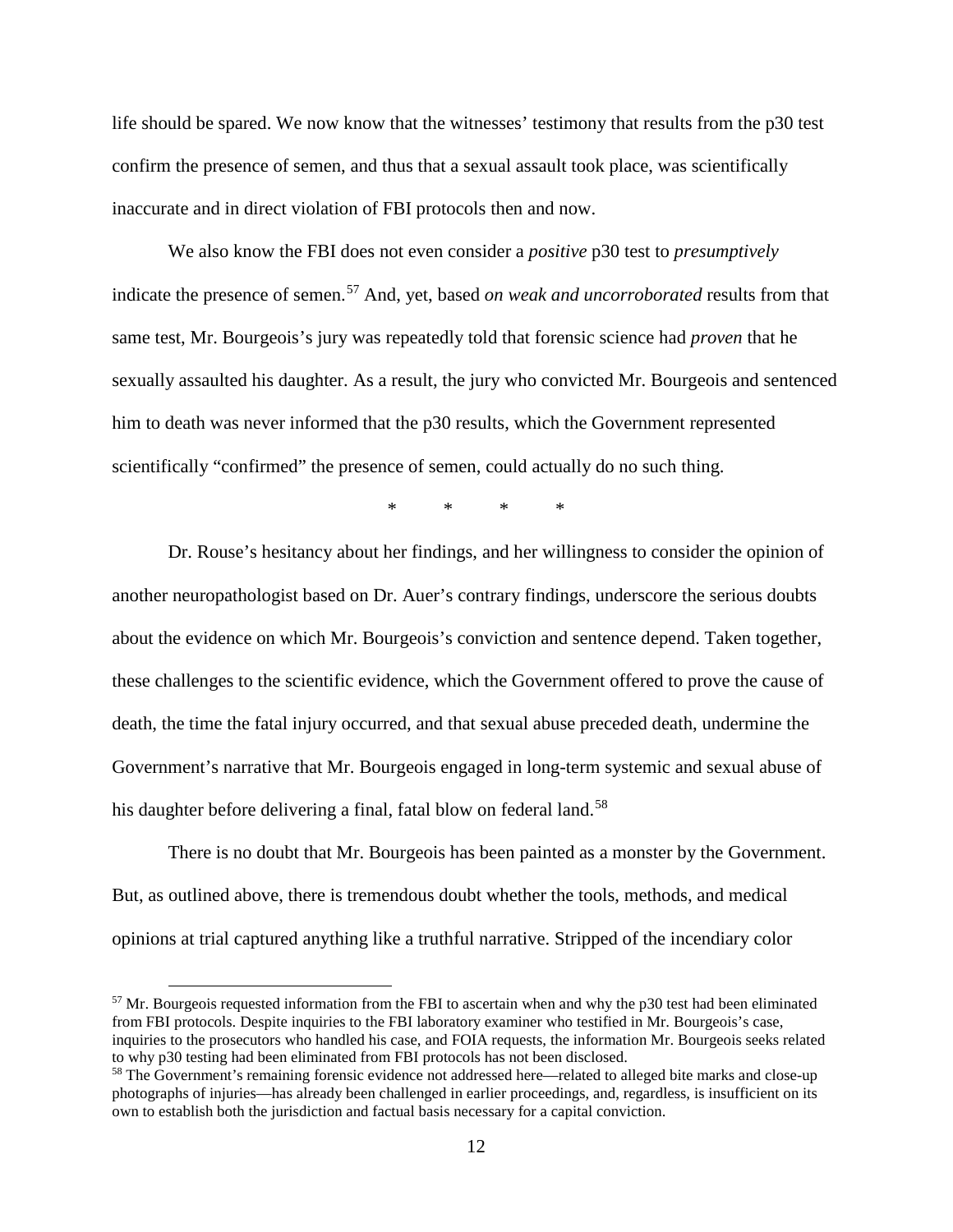life should be spared. We now know that the witnesses' testimony that results from the p30 test confirm the presence of semen, and thus that a sexual assault took place, was scientifically inaccurate and in direct violation of FBI protocols then and now.

We also know the FBI does not even consider a *positive* p30 test to *presumptively* indicate the presence of semen.[57] And, yet, based *on weak and uncorroborated* results from that same test, Mr. Bourgeois's jury was repeatedly told that forensic science had *proven* that he sexually assaulted his daughter. As a result, the jury who convicted Mr. Bourgeois and sentenced him to death was never informed that the p30 results, which the Government represented scientifically "confirmed" the presence of semen, could actually do no such thing.

\* \* \* \*

Dr. Rouse's hesitancy about her findings, and her willingness to consider the opinion of another neuropathologist based on Dr. Auer's contrary findings, underscore the serious doubts about the evidence on which Mr. Bourgeois's conviction and sentence depend. Taken together, these challenges to the scientific evidence, which the Government offered to prove the cause of death, the time the fatal injury occurred, and that sexual abuse preceded death, undermine the Government's narrative that Mr. Bourgeois engaged in long-term systemic and sexual abuse of his daughter before delivering a final, fatal blow on federal land.[58]

There is no doubt that Mr. Bourgeois has been painted as a monster by the Government. But, as outlined above, there is tremendous doubt whether the tools, methods, and medical opinions at trial captured anything like a truthful narrative. Stripped of the incendiary color

---

[57] Mr. Bourgeois requested information from the FBI to ascertain when and why the p30 test had been eliminated from FBI protocols. Despite inquiries to the FBI laboratory examiner who testified in Mr. Bourgeois's case, inquiries to the prosecutors who handled his case, and FOIA requests, the information Mr. Bourgeois seeks related to why p30 testing had been eliminated from FBI protocols has not been disclosed.

[58] The Government's remaining forensic evidence not addressed here—related to alleged bite marks and close-up photographs of injuries—has already been challenged in earlier proceedings, and, regardless, is insufficient on its own to establish both the jurisdiction and factual basis necessary for a capital conviction.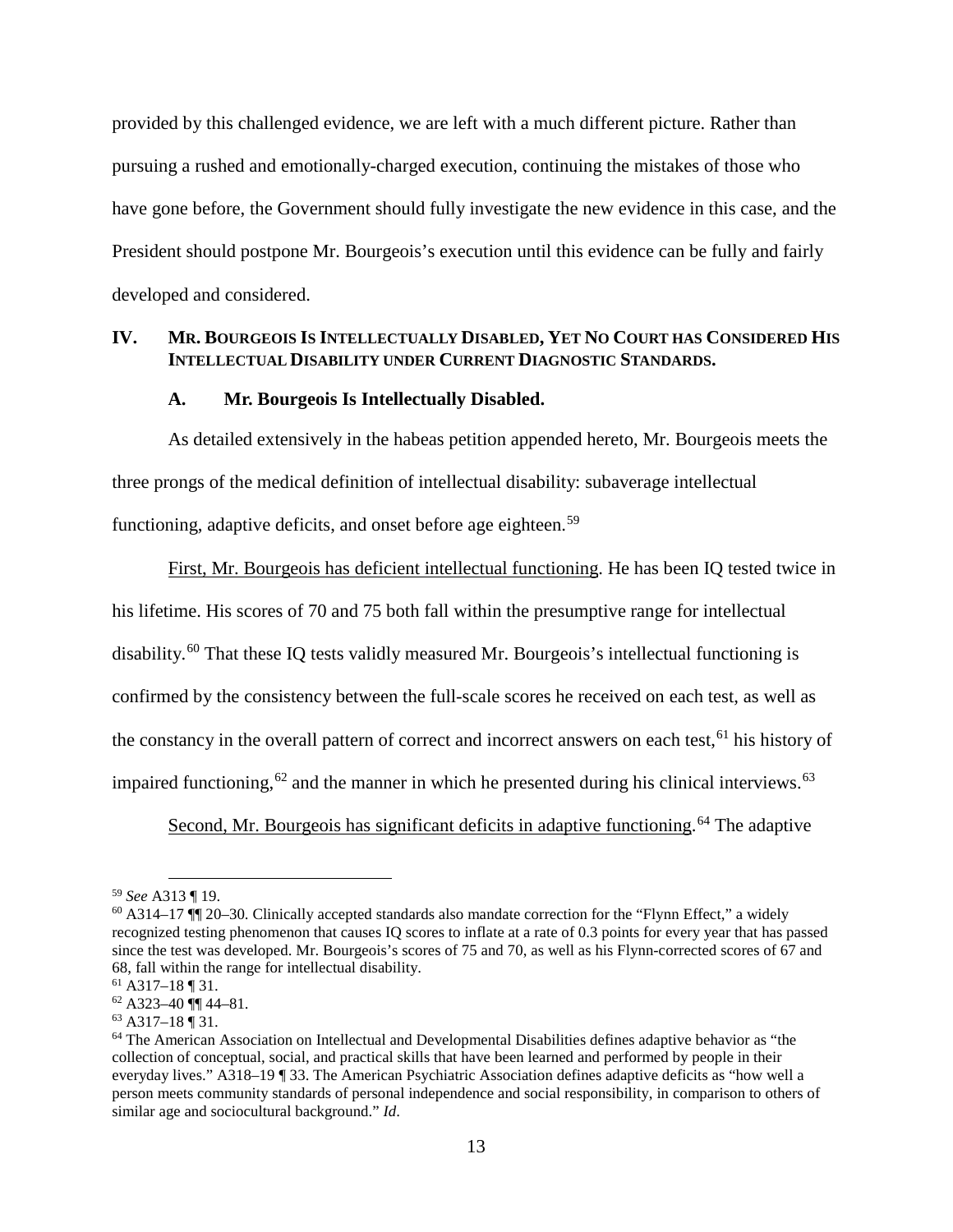provided by this challenged evidence, we are left with a much different picture. Rather than pursuing a rushed and emotionally-charged execution, continuing the mistakes of those who have gone before, the Government should fully investigate the new evidence in this case, and the President should postpone Mr. Bourgeois's execution until this evidence can be fully and fairly developed and considered.

## IV. Mr. Bourgeois Is Intellectually Disabled, Yet No Court has Considered His Intellectual Disability under Current Diagnostic Standards.

### A. Mr. Bourgeois Is Intellectually Disabled.

As detailed extensively in the habeas petition appended hereto, Mr. Bourgeois meets the three prongs of the medical definition of intellectual disability: subaverage intellectual functioning, adaptive deficits, and onset before age eighteen.[59]

First, Mr. Bourgeois has deficient intellectual functioning. He has been IQ tested twice in his lifetime. His scores of 70 and 75 both fall within the presumptive range for intellectual disability.[60] That these IQ tests validly measured Mr. Bourgeois's intellectual functioning is confirmed by the consistency between the full-scale scores he received on each test, as well as the constancy in the overall pattern of correct and incorrect answers on each test,[61] his history of impaired functioning,[62] and the manner in which he presented during his clinical interviews.[63]

Second, Mr. Bourgeois has significant deficits in adaptive functioning.[64] The adaptive

---

[59] *See* A313 ¶ 19.

[60] A314–17 ¶¶ 20–30. Clinically accepted standards also mandate correction for the "Flynn Effect," a widely recognized testing phenomenon that causes IQ scores to inflate at a rate of 0.3 points for every year that has passed since the test was developed. Mr. Bourgeois's scores of 75 and 70, as well as his Flynn-corrected scores of 67 and 68, fall within the range for intellectual disability.

[61] A317–18 ¶ 31.

[62] A323–40 ¶¶ 44–81.

[63] A317–18 ¶ 31.

[64] The American Association on Intellectual and Developmental Disabilities defines adaptive behavior as "the collection of conceptual, social, and practical skills that have been learned and performed by people in their everyday lives." A318–19 ¶ 33. The American Psychiatric Association defines adaptive deficits as "how well a person meets community standards of personal independence and social responsibility, in comparison to others of similar age and sociocultural background." *Id*.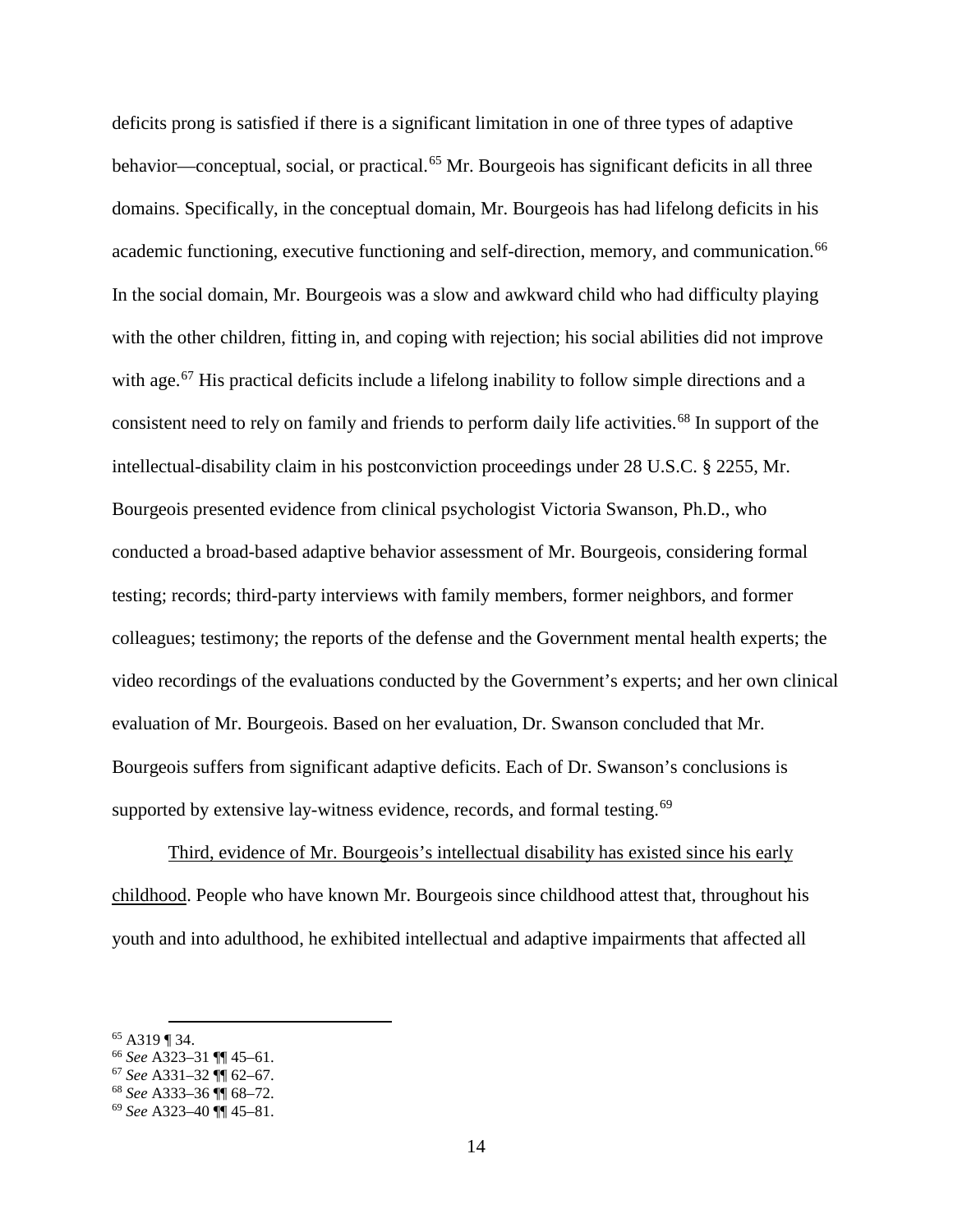deficits prong is satisfied if there is a significant limitation in one of three types of adaptive behavior—conceptual, social, or practical.[65] Mr. Bourgeois has significant deficits in all three domains. Specifically, in the conceptual domain, Mr. Bourgeois has had lifelong deficits in his academic functioning, executive functioning and self-direction, memory, and communication.[66] In the social domain, Mr. Bourgeois was a slow and awkward child who had difficulty playing with the other children, fitting in, and coping with rejection; his social abilities did not improve with age.[67] His practical deficits include a lifelong inability to follow simple directions and a consistent need to rely on family and friends to perform daily life activities.[68] In support of the intellectual-disability claim in his postconviction proceedings under 28 U.S.C. § 2255, Mr. Bourgeois presented evidence from clinical psychologist Victoria Swanson, Ph.D., who conducted a broad-based adaptive behavior assessment of Mr. Bourgeois, considering formal testing; records; third-party interviews with family members, former neighbors, and former colleagues; testimony; the reports of the defense and the Government mental health experts; the video recordings of the evaluations conducted by the Government's experts; and her own clinical evaluation of Mr. Bourgeois. Based on her evaluation, Dr. Swanson concluded that Mr. Bourgeois suffers from significant adaptive deficits. Each of Dr. Swanson's conclusions is supported by extensive lay-witness evidence, records, and formal testing.[69]

<u>Third, evidence of Mr. Bourgeois's intellectual disability has existed since his early childhood</u>. People who have known Mr. Bourgeois since childhood attest that, throughout his youth and into adulthood, he exhibited intellectual and adaptive impairments that affected all

---

[65] A319 ¶ 34.

[66] *See* A323–31 ¶¶ 45–61.

[67] *See* A331–32 ¶¶ 62–67.

[68] *See* A333–36 ¶¶ 68–72.

[69] *See* A323–40 ¶¶ 45–81.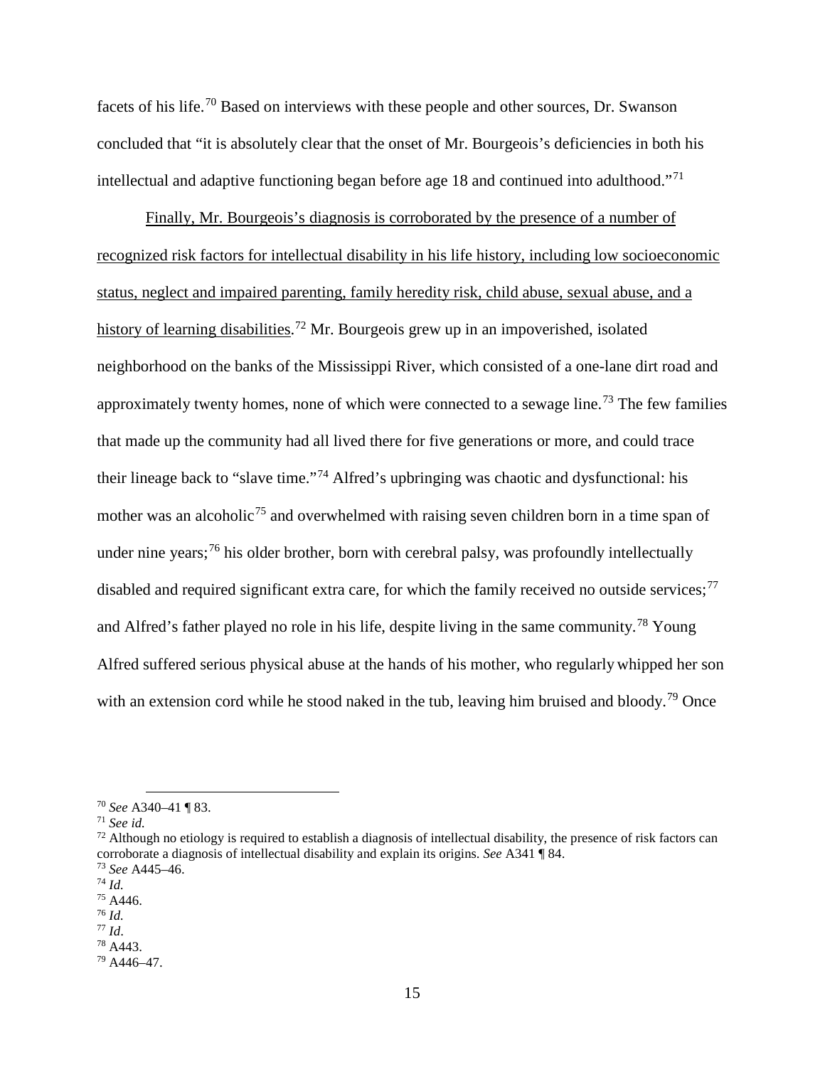facets of his life.[70] Based on interviews with these people and other sources, Dr. Swanson concluded that "it is absolutely clear that the onset of Mr. Bourgeois's deficiencies in both his intellectual and adaptive functioning began before age 18 and continued into adulthood."[71]

<u>Finally, Mr. Bourgeois's diagnosis is corroborated by the presence of a number of recognized risk factors for intellectual disability in his life history, including low socioeconomic status, neglect and impaired parenting, family heredity risk, child abuse, sexual abuse, and a history of learning disabilities</u>.[72] Mr. Bourgeois grew up in an impoverished, isolated neighborhood on the banks of the Mississippi River, which consisted of a one-lane dirt road and approximately twenty homes, none of which were connected to a sewage line.[73] The few families that made up the community had all lived there for five generations or more, and could trace their lineage back to "slave time."[74] Alfred's upbringing was chaotic and dysfunctional: his mother was an alcoholic[75] and overwhelmed with raising seven children born in a time span of under nine years;[76] his older brother, born with cerebral palsy, was profoundly intellectually disabled and required significant extra care, for which the family received no outside services;[77] and Alfred's father played no role in his life, despite living in the same community.[78] Young Alfred suffered serious physical abuse at the hands of his mother, who regularly whipped her son with an extension cord while he stood naked in the tub, leaving him bruised and bloody.[79] Once

---

[70] *See* A340–41 ¶ 83.

[71] *See id.*

[72] Although no etiology is required to establish a diagnosis of intellectual disability, the presence of risk factors can corroborate a diagnosis of intellectual disability and explain its origins. *See* A341 ¶ 84.

[73] *See* A445–46.

[74] *Id.*

[75] A446.

[76] *Id.*

[77] *Id*.

[78] A443.

[79] A446–47.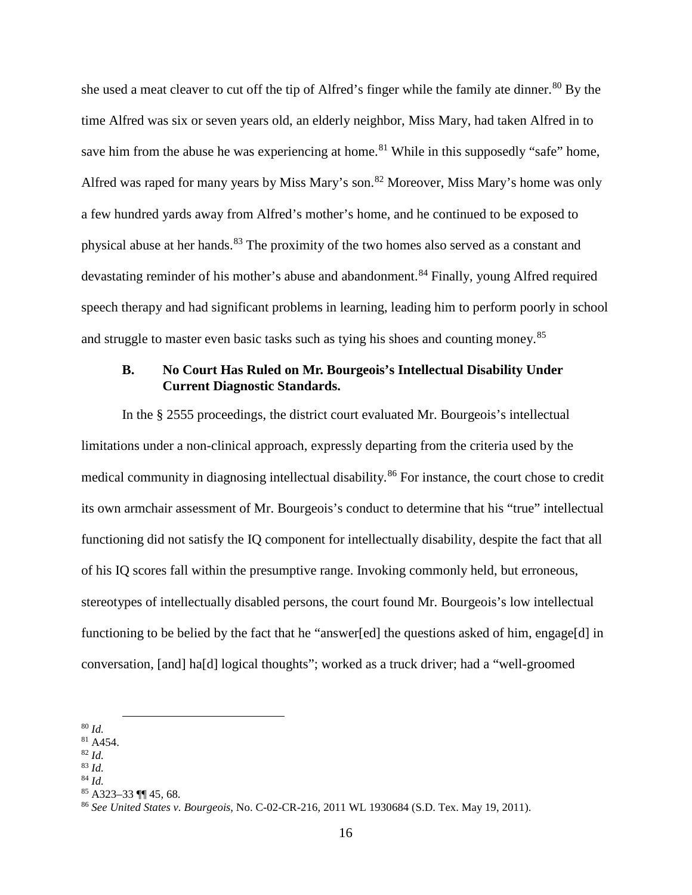she used a meat cleaver to cut off the tip of Alfred's finger while the family ate dinner.[80] By the time Alfred was six or seven years old, an elderly neighbor, Miss Mary, had taken Alfred in to save him from the abuse he was experiencing at home.[81] While in this supposedly "safe" home, Alfred was raped for many years by Miss Mary's son.[82] Moreover, Miss Mary's home was only a few hundred yards away from Alfred's mother's home, and he continued to be exposed to physical abuse at her hands.[83] The proximity of the two homes also served as a constant and devastating reminder of his mother's abuse and abandonment.[84] Finally, young Alfred required speech therapy and had significant problems in learning, leading him to perform poorly in school and struggle to master even basic tasks such as tying his shoes and counting money.[85]

### B. No Court Has Ruled on Mr. Bourgeois's Intellectual Disability Under Current Diagnostic Standards.

In the § 2555 proceedings, the district court evaluated Mr. Bourgeois's intellectual limitations under a non-clinical approach, expressly departing from the criteria used by the medical community in diagnosing intellectual disability.[86] For instance, the court chose to credit its own armchair assessment of Mr. Bourgeois's conduct to determine that his "true" intellectual functioning did not satisfy the IQ component for intellectually disability, despite the fact that all of his IQ scores fall within the presumptive range. Invoking commonly held, but erroneous, stereotypes of intellectually disabled persons, the court found Mr. Bourgeois's low intellectual functioning to be belied by the fact that he "answer[ed] the questions asked of him, engage[d] in conversation, [and] ha[d] logical thoughts"; worked as a truck driver; had a "well-groomed

---

[80] *Id.*

[81] A454.

[82] *Id.*

[83] *Id.*

[84] *Id.*

[85] A323–33 ¶¶ 45, 68.

[86] *See United States v. Bourgeois*, No. C-02-CR-216, 2011 WL 1930684 (S.D. Tex. May 19, 2011).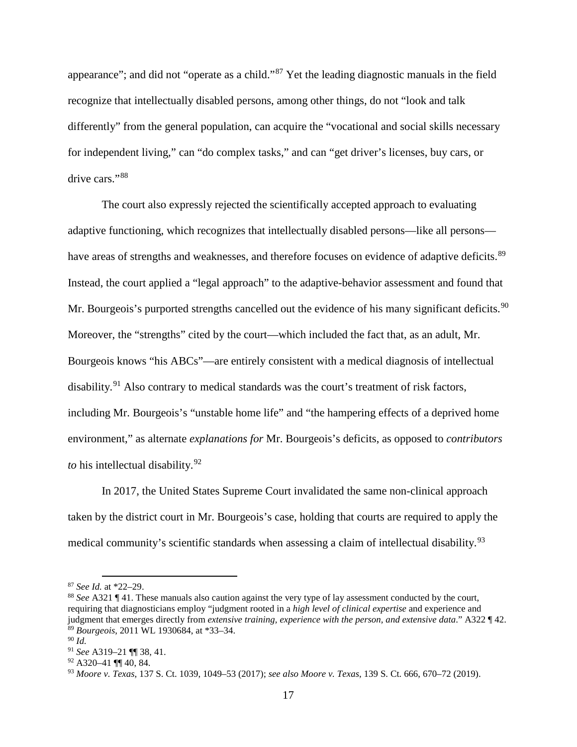appearance"; and did not "operate as a child."[87] Yet the leading diagnostic manuals in the field recognize that intellectually disabled persons, among other things, do not "look and talk differently" from the general population, can acquire the "vocational and social skills necessary for independent living," can "do complex tasks," and can "get driver's licenses, buy cars, or drive cars."[88]

The court also expressly rejected the scientifically accepted approach to evaluating adaptive functioning, which recognizes that intellectually disabled persons—like all persons—have areas of strengths and weaknesses, and therefore focuses on evidence of adaptive deficits.[89] Instead, the court applied a "legal approach" to the adaptive-behavior assessment and found that Mr. Bourgeois's purported strengths cancelled out the evidence of his many significant deficits.[90] Moreover, the "strengths" cited by the court—which included the fact that, as an adult, Mr. Bourgeois knows "his ABCs"—are entirely consistent with a medical diagnosis of intellectual disability.[91] Also contrary to medical standards was the court's treatment of risk factors, including Mr. Bourgeois's "unstable home life" and "the hampering effects of a deprived home environment," as alternate *explanations for* Mr. Bourgeois's deficits, as opposed to *contributors to* his intellectual disability.[92]

In 2017, the United States Supreme Court invalidated the same non-clinical approach taken by the district court in Mr. Bourgeois's case, holding that courts are required to apply the medical community's scientific standards when assessing a claim of intellectual disability.[93]

---

[87] *See Id.* at *22–29.

[88] *See* A321 ¶ 41. These manuals also caution against the very type of lay assessment conducted by the court, requiring that diagnosticians employ "judgment rooted in a *high level of clinical expertise* and experience and judgment that emerges directly from *extensive training, experience with the person, and extensive data*." A322 ¶ 42.

[89] *Bourgeois*, 2011 WL 1930684, at *33–34.

[90] *Id.*

[91] *See* A319–21 ¶¶ 38, 41.

[92] A320–41 ¶¶ 40, 84.

[93] *Moore v. Texas*, 137 S. Ct. 1039, 1049–53 (2017); *see also Moore v. Texas*, 139 S. Ct. 666, 670–72 (2019).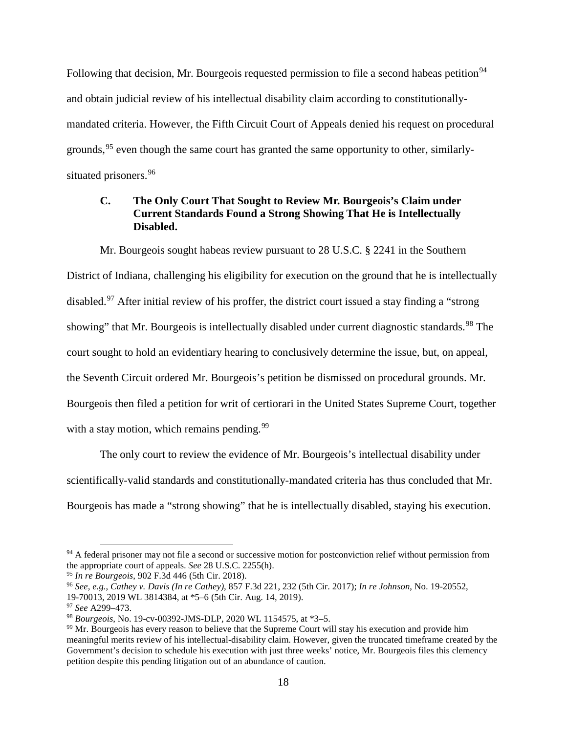Following that decision, Mr. Bourgeois requested permission to file a second habeas petition[94] and obtain judicial review of his intellectual disability claim according to constitutionally-mandated criteria. However, the Fifth Circuit Court of Appeals denied his request on procedural grounds,[95] even though the same court has granted the same opportunity to other, similarly-situated prisoners.[96]

### C. The Only Court That Sought to Review Mr. Bourgeois's Claim under Current Standards Found a Strong Showing That He is Intellectually Disabled.

Mr. Bourgeois sought habeas review pursuant to 28 U.S.C. § 2241 in the Southern District of Indiana, challenging his eligibility for execution on the ground that he is intellectually disabled.[97] After initial review of his proffer, the district court issued a stay finding a "strong showing" that Mr. Bourgeois is intellectually disabled under current diagnostic standards.[98] The court sought to hold an evidentiary hearing to conclusively determine the issue, but, on appeal, the Seventh Circuit ordered Mr. Bourgeois's petition be dismissed on procedural grounds. Mr. Bourgeois then filed a petition for writ of certiorari in the United States Supreme Court, together with a stay motion, which remains pending.[99]

The only court to review the evidence of Mr. Bourgeois's intellectual disability under scientifically-valid standards and constitutionally-mandated criteria has thus concluded that Mr. Bourgeois has made a "strong showing" that he is intellectually disabled, staying his execution.

---

[94] A federal prisoner may not file a second or successive motion for postconviction relief without permission from the appropriate court of appeals. *See* 28 U.S.C. 2255(h).

[95] *In re Bourgeois*, 902 F.3d 446 (5th Cir. 2018).

[96] *See, e.g.*, *Cathey v. Davis (In re Cathey)*, 857 F.3d 221, 232 (5th Cir. 2017); *In re Johnson*, No. 19-20552, 19-70013, 2019 WL 3814384, at *5–6 (5th Cir. Aug. 14, 2019).

[97] *See* A299–473.

[98] *Bourgeois*, No. 19-cv-00392-JMS-DLP, 2020 WL 1154575, at *3–5.

[99] Mr. Bourgeois has every reason to believe that the Supreme Court will stay his execution and provide him meaningful merits review of his intellectual-disability claim. However, given the truncated timeframe created by the Government's decision to schedule his execution with just three weeks' notice, Mr. Bourgeois files this clemency petition despite this pending litigation out of an abundance of caution.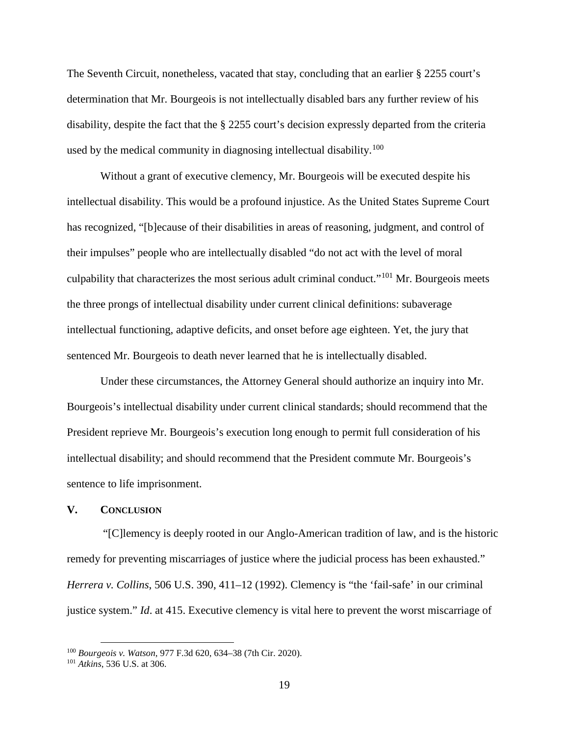The Seventh Circuit, nonetheless, vacated that stay, concluding that an earlier § 2255 court's determination that Mr. Bourgeois is not intellectually disabled bars any further review of his disability, despite the fact that the § 2255 court's decision expressly departed from the criteria used by the medical community in diagnosing intellectual disability.[100]

Without a grant of executive clemency, Mr. Bourgeois will be executed despite his intellectual disability. This would be a profound injustice. As the United States Supreme Court has recognized, "[b]ecause of their disabilities in areas of reasoning, judgment, and control of their impulses" people who are intellectually disabled "do not act with the level of moral culpability that characterizes the most serious adult criminal conduct."[101] Mr. Bourgeois meets the three prongs of intellectual disability under current clinical definitions: subaverage intellectual functioning, adaptive deficits, and onset before age eighteen. Yet, the jury that sentenced Mr. Bourgeois to death never learned that he is intellectually disabled.

Under these circumstances, the Attorney General should authorize an inquiry into Mr. Bourgeois's intellectual disability under current clinical standards; should recommend that the President reprieve Mr. Bourgeois's execution long enough to permit full consideration of his intellectual disability; and should recommend that the President commute Mr. Bourgeois's sentence to life imprisonment.

## V. CONCLUSION

"[C]lemency is deeply rooted in our Anglo-American tradition of law, and is the historic remedy for preventing miscarriages of justice where the judicial process has been exhausted." *Herrera v. Collins*, 506 U.S. 390, 411–12 (1992). Clemency is "the 'fail-safe' in our criminal justice system." *Id*. at 415. Executive clemency is vital here to prevent the worst miscarriage of

---

[100] *Bourgeois v. Watson*, 977 F.3d 620, 634–38 (7th Cir. 2020).

[101] *Atkins*, 536 U.S. at 306.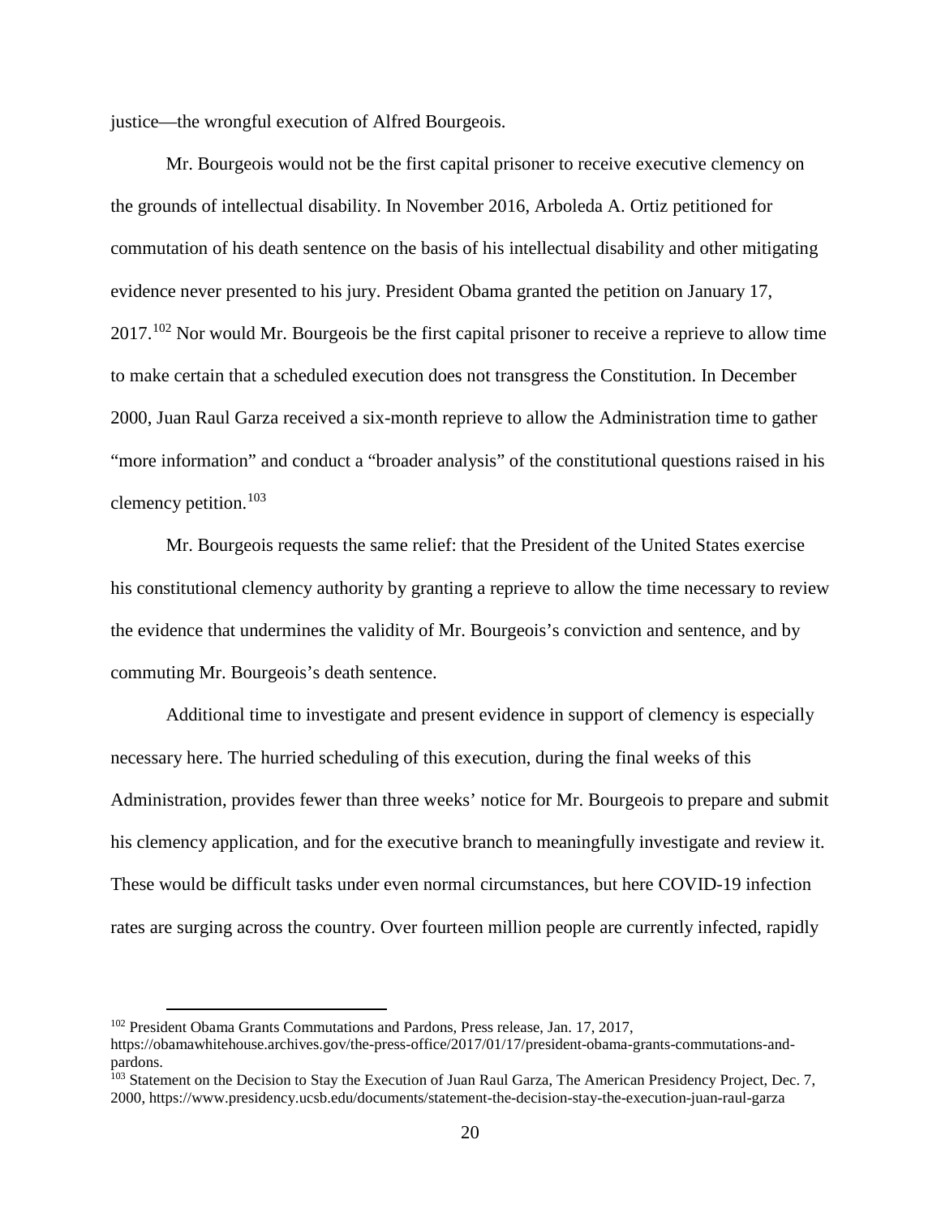justice—the wrongful execution of Alfred Bourgeois.

Mr. Bourgeois would not be the first capital prisoner to receive executive clemency on the grounds of intellectual disability. In November 2016, Arboleda A. Ortiz petitioned for commutation of his death sentence on the basis of his intellectual disability and other mitigating evidence never presented to his jury. President Obama granted the petition on January 17, 2017.[102] Nor would Mr. Bourgeois be the first capital prisoner to receive a reprieve to allow time to make certain that a scheduled execution does not transgress the Constitution. In December 2000, Juan Raul Garza received a six-month reprieve to allow the Administration time to gather "more information" and conduct a "broader analysis" of the constitutional questions raised in his clemency petition.[103]

Mr. Bourgeois requests the same relief: that the President of the United States exercise his constitutional clemency authority by granting a reprieve to allow the time necessary to review the evidence that undermines the validity of Mr. Bourgeois's conviction and sentence, and by commuting Mr. Bourgeois's death sentence.

Additional time to investigate and present evidence in support of clemency is especially necessary here. The hurried scheduling of this execution, during the final weeks of this Administration, provides fewer than three weeks' notice for Mr. Bourgeois to prepare and submit his clemency application, and for the executive branch to meaningfully investigate and review it. These would be difficult tasks under even normal circumstances, but here COVID-19 infection rates are surging across the country. Over fourteen million people are currently infected, rapidly

---

[102] President Obama Grants Commutations and Pardons, Press release, Jan. 17, 2017, https://obamawhitehouse.archives.gov/the-press-office/2017/01/17/president-obama-grants-commutations-and-pardons.

[103] Statement on the Decision to Stay the Execution of Juan Raul Garza, The American Presidency Project, Dec. 7, 2000, https://www.presidency.ucsb.edu/documents/statement-the-decision-stay-the-execution-juan-raul-garza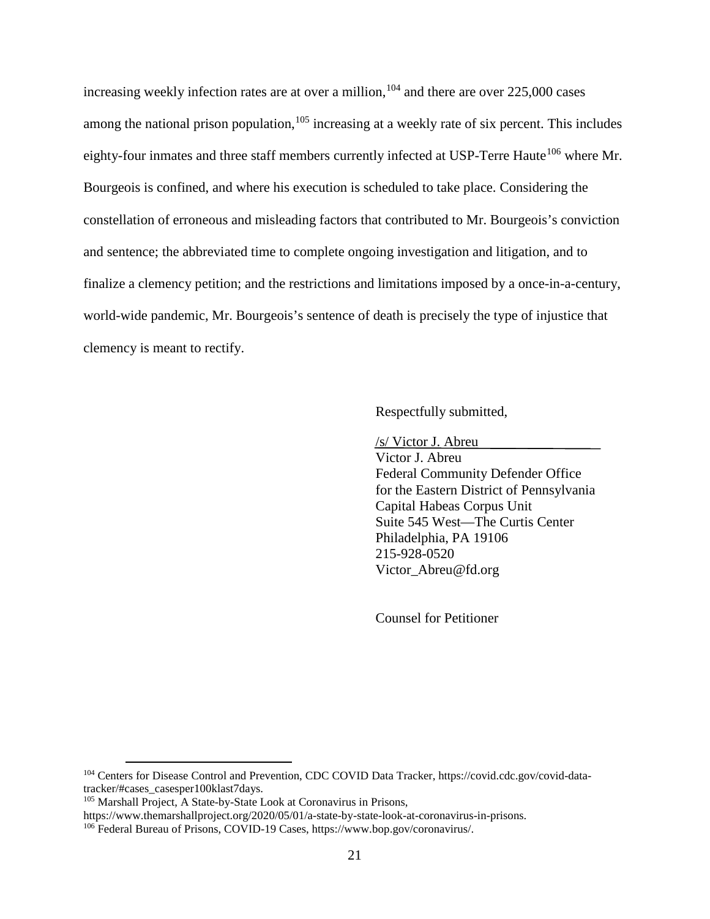increasing weekly infection rates are at over a million,[104] and there are over 225,000 cases among the national prison population,[105] increasing at a weekly rate of six percent. This includes eighty-four inmates and three staff members currently infected at USP-Terre Haute[106] where Mr. Bourgeois is confined, and where his execution is scheduled to take place. Considering the constellation of erroneous and misleading factors that contributed to Mr. Bourgeois's conviction and sentence; the abbreviated time to complete ongoing investigation and litigation, and to finalize a clemency petition; and the restrictions and limitations imposed by a once-in-a-century, world-wide pandemic, Mr. Bourgeois's sentence of death is precisely the type of injustice that clemency is meant to rectify.

Respectfully submitted,

/s/ Victor J. Abreu
Victor J. Abreu
Federal Community Defender Office
for the Eastern District of Pennsylvania
Capital Habeas Corpus Unit
Suite 545 West—The Curtis Center
Philadelphia, PA 19106
215-928-0520
Victor_Abreu@fd.org

Counsel for Petitioner

---

[104] Centers for Disease Control and Prevention, CDC COVID Data Tracker, https://covid.cdc.gov/covid-data-tracker/#cases_casesper100klast7days.

[105] Marshall Project, A State-by-State Look at Coronavirus in Prisons, https://www.themarshallproject.org/2020/05/01/a-state-by-state-look-at-coronavirus-in-prisons.

[106] Federal Bureau of Prisons, COVID-19 Cases, https://www.bop.gov/coronavirus/.